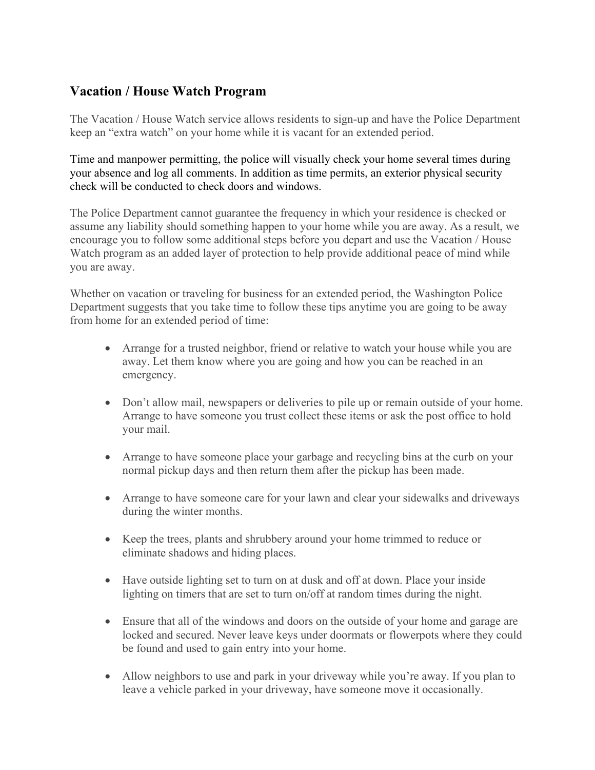## Vacation / House Watch Program

The Vacation / House Watch service allows residents to sign-up and have the Police Department keep an "extra watch" on your home while it is vacant for an extended period.

Time and manpower permitting, the police will visually check your home several times during your absence and log all comments. In addition as time permits, an exterior physical security check will be conducted to check doors and windows.

The Police Department cannot guarantee the frequency in which your residence is checked or assume any liability should something happen to your home while you are away. As a result, we encourage you to follow some additional steps before you depart and use the Vacation / House Watch program as an added layer of protection to help provide additional peace of mind while you are away.

Whether on vacation or traveling for business for an extended period, the Washington Police Department suggests that you take time to follow these tips anytime you are going to be away from home for an extended period of time:

- Arrange for a trusted neighbor, friend or relative to watch your house while you are away. Let them know where you are going and how you can be reached in an emergency.
- Don't allow mail, newspapers or deliveries to pile up or remain outside of your home. Arrange to have someone you trust collect these items or ask the post office to hold your mail.
- Arrange to have someone place your garbage and recycling bins at the curb on your normal pickup days and then return them after the pickup has been made.
- Arrange to have someone care for your lawn and clear your sidewalks and driveways during the winter months.
- Keep the trees, plants and shrubbery around your home trimmed to reduce or eliminate shadows and hiding places.
- Have outside lighting set to turn on at dusk and off at down. Place your inside lighting on timers that are set to turn on/off at random times during the night.
- Ensure that all of the windows and doors on the outside of your home and garage are locked and secured. Never leave keys under doormats or flowerpots where they could be found and used to gain entry into your home.
- Allow neighbors to use and park in your driveway while you're away. If you plan to leave a vehicle parked in your driveway, have someone move it occasionally.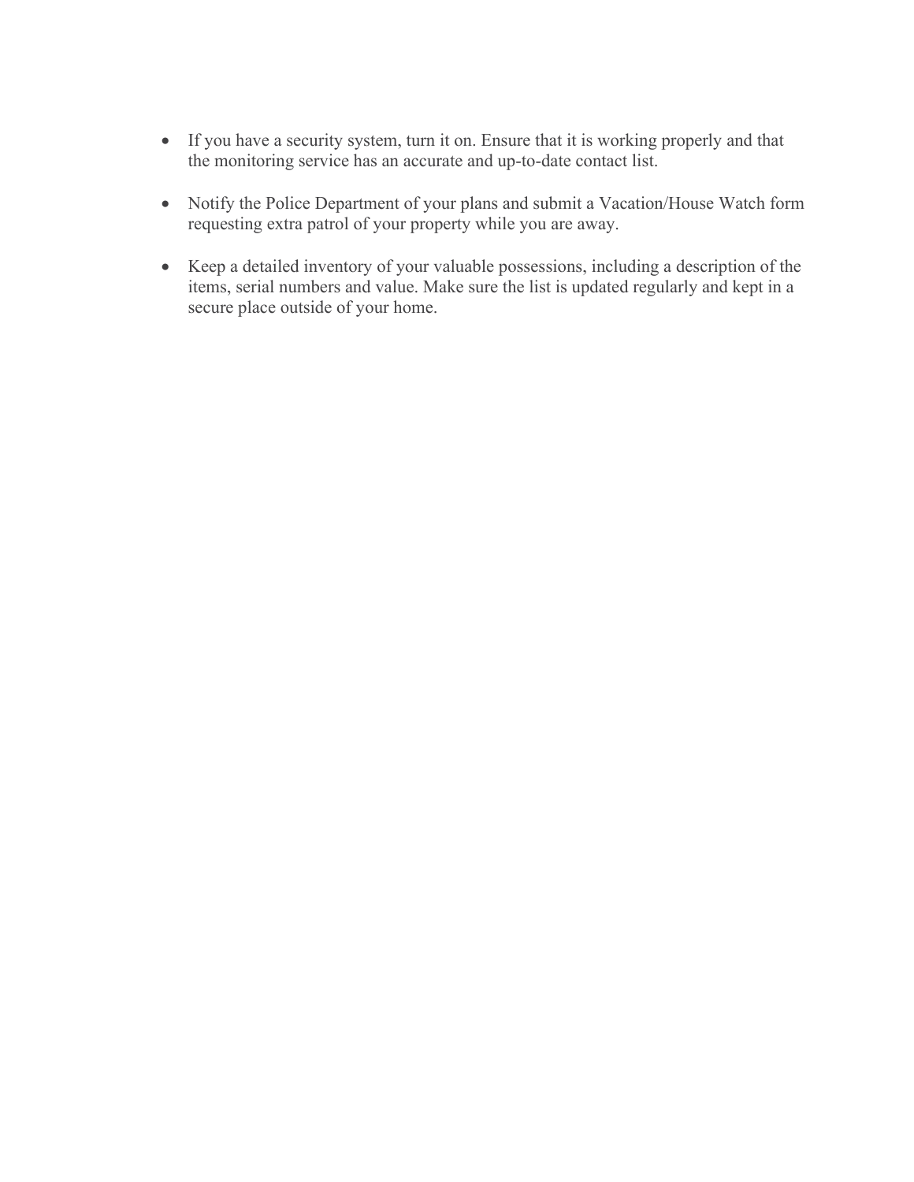- If you have a security system, turn it on. Ensure that it is working properly and that the monitoring service has an accurate and up-to-date contact list.

- Notify the Police Department of your plans and submit a Vacation/House Watch form requesting extra patrol of your property while you are away.

- Keep a detailed inventory of your valuable possessions, including a description of the items, serial numbers and value. Make sure the list is updated regularly and kept in a secure place outside of your home.